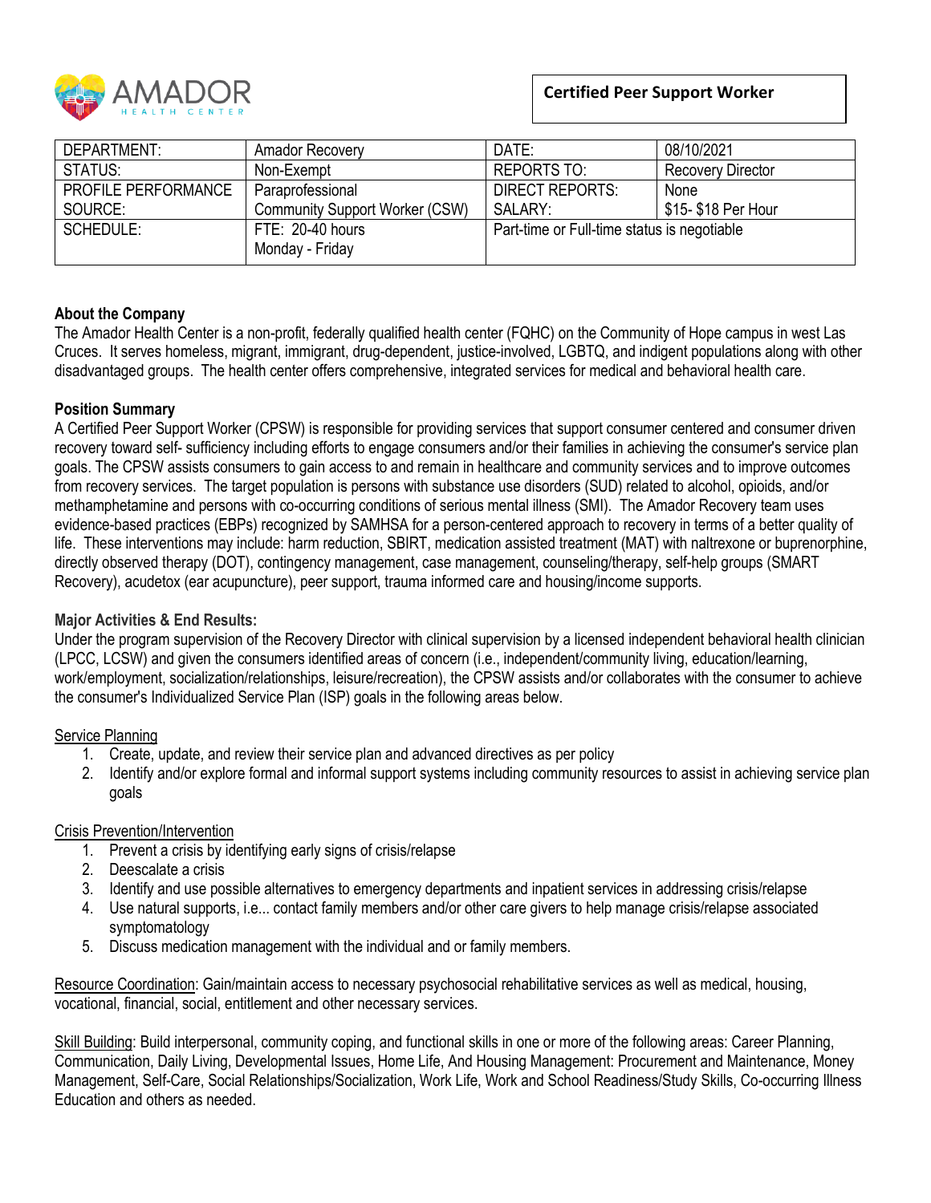# Certified Peer Support Worker

| DEPARTMENT: | Amador Recovery | DATE: | 08/10/2021 |
|---|---|---|---|
| STATUS: | Non-Exempt | REPORTS TO: | Recovery Director |
| PROFILE PERFORMANCE SOURCE: | Paraprofessional Community Support Worker (CSW) | DIRECT REPORTS: SALARY: | None $15- $18 Per Hour |
| SCHEDULE: | FTE: 20-40 hours Monday - Friday | Part-time or Full-time status is negotiable | |

**About the Company**

The Amador Health Center is a non-profit, federally qualified health center (FQHC) on the Community of Hope campus in west Las Cruces. It serves homeless, migrant, immigrant, drug-dependent, justice-involved, LGBTQ, and indigent populations along with other disadvantaged groups. The health center offers comprehensive, integrated services for medical and behavioral health care.

**Position Summary**

A Certified Peer Support Worker (CPSW) is responsible for providing services that support consumer centered and consumer driven recovery toward self- sufficiency including efforts to engage consumers and/or their families in achieving the consumer's service plan goals. The CPSW assists consumers to gain access to and remain in healthcare and community services and to improve outcomes from recovery services. The target population is persons with substance use disorders (SUD) related to alcohol, opioids, and/or methamphetamine and persons with co-occurring conditions of serious mental illness (SMI). The Amador Recovery team uses evidence-based practices (EBPs) recognized by SAMHSA for a person-centered approach to recovery in terms of a better quality of life. These interventions may include: harm reduction, SBIRT, medication assisted treatment (MAT) with naltrexone or buprenorphine, directly observed therapy (DOT), contingency management, case management, counseling/therapy, self-help groups (SMART Recovery), acudetox (ear acupuncture), peer support, trauma informed care and housing/income supports.

**Major Activities & End Results:**

Under the program supervision of the Recovery Director with clinical supervision by a licensed independent behavioral health clinician (LPCC, LCSW) and given the consumers identified areas of concern (i.e., independent/community living, education/learning, work/employment, socialization/relationships, leisure/recreation), the CPSW assists and/or collaborates with the consumer to achieve the consumer's Individualized Service Plan (ISP) goals in the following areas below.

Service Planning

1. Create, update, and review their service plan and advanced directives as per policy
2. Identify and/or explore formal and informal support systems including community resources to assist in achieving service plan goals

Crisis Prevention/Intervention

1. Prevent a crisis by identifying early signs of crisis/relapse
2. Deescalate a crisis
3. Identify and use possible alternatives to emergency departments and inpatient services in addressing crisis/relapse
4. Use natural supports, i.e... contact family members and/or other care givers to help manage crisis/relapse associated symptomatology
5. Discuss medication management with the individual and or family members.

Resource Coordination: Gain/maintain access to necessary psychosocial rehabilitative services as well as medical, housing, vocational, financial, social, entitlement and other necessary services.

Skill Building: Build interpersonal, community coping, and functional skills in one or more of the following areas: Career Planning, Communication, Daily Living, Developmental Issues, Home Life, And Housing Management: Procurement and Maintenance, Money Management, Self-Care, Social Relationships/Socialization, Work Life, Work and School Readiness/Study Skills, Co-occurring Illness Education and others as needed.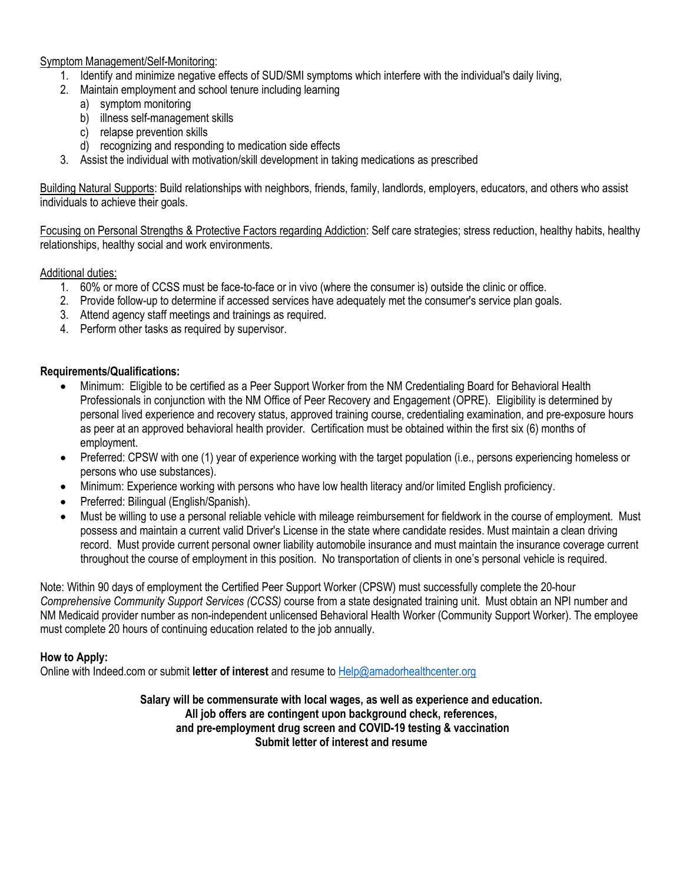Symptom Management/Self-Monitoring:

1. Identify and minimize negative effects of SUD/SMI symptoms which interfere with the individual's daily living,
2. Maintain employment and school tenure including learning
   a) symptom monitoring
   b) illness self-management skills
   c) relapse prevention skills
   d) recognizing and responding to medication side effects
3. Assist the individual with motivation/skill development in taking medications as prescribed

Building Natural Supports: Build relationships with neighbors, friends, family, landlords, employers, educators, and others who assist individuals to achieve their goals.

Focusing on Personal Strengths & Protective Factors regarding Addiction: Self care strategies; stress reduction, healthy habits, healthy relationships, healthy social and work environments.

Additional duties:

1. 60% or more of CCSS must be face-to-face or in vivo (where the consumer is) outside the clinic or office.
2. Provide follow-up to determine if accessed services have adequately met the consumer's service plan goals.
3. Attend agency staff meetings and trainings as required.
4. Perform other tasks as required by supervisor.

**Requirements/Qualifications:**

- Minimum: Eligible to be certified as a Peer Support Worker from the NM Credentialing Board for Behavioral Health Professionals in conjunction with the NM Office of Peer Recovery and Engagement (OPRE). Eligibility is determined by personal lived experience and recovery status, approved training course, credentialing examination, and pre-exposure hours as peer at an approved behavioral health provider. Certification must be obtained within the first six (6) months of employment.
- Preferred: CPSW with one (1) year of experience working with the target population (i.e., persons experiencing homeless or persons who use substances).
- Minimum: Experience working with persons who have low health literacy and/or limited English proficiency.
- Preferred: Bilingual (English/Spanish).
- Must be willing to use a personal reliable vehicle with mileage reimbursement for fieldwork in the course of employment. Must possess and maintain a current valid Driver's License in the state where candidate resides. Must maintain a clean driving record. Must provide current personal owner liability automobile insurance and must maintain the insurance coverage current throughout the course of employment in this position. No transportation of clients in one's personal vehicle is required.

Note: Within 90 days of employment the Certified Peer Support Worker (CPSW) must successfully complete the 20-hour *Comprehensive Community Support Services (CCSS)* course from a state designated training unit. Must obtain an NPI number and NM Medicaid provider number as non-independent unlicensed Behavioral Health Worker (Community Support Worker). The employee must complete 20 hours of continuing education related to the job annually.

**How to Apply:**

Online with Indeed.com or submit **letter of interest** and resume to Help@amadorhealthcenter.org

**Salary will be commensurate with local wages, as well as experience and education.**
**All job offers are contingent upon background check, references,**
**and pre-employment drug screen and COVID-19 testing & vaccination**
**Submit letter of interest and resume**